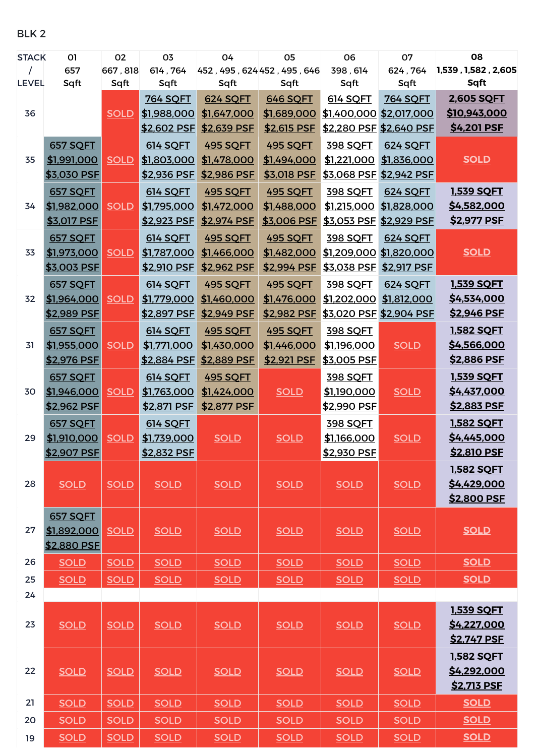BLK 2

| STACK / LEVEL | 01 657 Sqft | 02 667 , 818 Sqft | 03 614 , 764 Sqft | 04 452 , 495 , 624 Sqft | 05 452 , 495 , 646 Sqft | 06 398 , 614 Sqft | 07 624 , 764 Sqft | 08 1,539 , 1,582 , 2,605 Sqft |
|---|---|---|---|---|---|---|---|---|
| 36 | | SOLD | 764 SQFT $1,988,000 $2,602 PSF | 624 SQFT $1,647,000 $2,639 PSF | 646 SQFT $1,689,000 $2,615 PSF | 614 SQFT $1,400,000 $2,280 PSF | 764 SQFT $2,017,000 $2,640 PSF | 2,605 SQFT $10,943,000 $4,201 PSF |
| 35 | 657 SQFT $1,991,000 $3,030 PSF | SOLD | 614 SQFT $1,803,000 $2,936 PSF | 495 SQFT $1,478,000 $2,986 PSF | 495 SQFT $1,494,000 $3,018 PSF | 398 SQFT $1,221,000 $3,068 PSF | 624 SQFT $1,836,000 $2,942 PSF | SOLD |
| 34 | 657 SQFT $1,982,000 $3,017 PSF | SOLD | 614 SQFT $1,795,000 $2,923 PSF | 495 SQFT $1,472,000 $2,974 PSF | 495 SQFT $1,488,000 $3,006 PSF | 398 SQFT $1,215,000 $3,053 PSF | 624 SQFT $1,828,000 $2,929 PSF | 1,539 SQFT $4,582,000 $2,977 PSF |
| 33 | 657 SQFT $1,973,000 $3,003 PSF | SOLD | 614 SQFT $1,787,000 $2,910 PSF | 495 SQFT $1,466,000 $2,962 PSF | 495 SQFT $1,482,000 $2,994 PSF | 398 SQFT $1,209,000 $3,038 PSF | 624 SQFT $1,820,000 $2,917 PSF | SOLD |
| 32 | 657 SQFT $1,964,000 $2,989 PSF | SOLD | 614 SQFT $1,779,000 $2,897 PSF | 495 SQFT $1,460,000 $2,949 PSF | 495 SQFT $1,476,000 $2,982 PSF | 398 SQFT $1,202,000 $3,020 PSF | 624 SQFT $1,812,000 $2,904 PSF | 1,539 SQFT $4,534,000 $2,946 PSF |
| 31 | 657 SQFT $1,955,000 $2,976 PSF | SOLD | 614 SQFT $1,771,000 $2,884 PSF | 495 SQFT $1,430,000 $2,889 PSF | 495 SQFT $1,446,000 $2,921 PSF | 398 SQFT $1,196,000 $3,005 PSF | SOLD | 1,582 SQFT $4,566,000 $2,886 PSF |
| 30 | 657 SQFT $1,946,000 $2,962 PSF | SOLD | 614 SQFT $1,763,000 $2,871 PSF | 495 SQFT $1,424,000 $2,877 PSF | SOLD | 398 SQFT $1,190,000 $2,990 PSF | SOLD | 1,539 SQFT $4,437,000 $2,883 PSF |
| 29 | 657 SQFT $1,910,000 $2,907 PSF | SOLD | 614 SQFT $1,739,000 $2,832 PSF | SOLD | SOLD | 398 SQFT $1,166,000 $2,930 PSF | SOLD | 1,582 SQFT $4,445,000 $2,810 PSF |
| 28 | SOLD | SOLD | SOLD | SOLD | SOLD | SOLD | SOLD | 1,582 SQFT $4,429,000 $2,800 PSF |
| 27 | 657 SQFT $1,892,000 $2,880 PSF | SOLD | SOLD | SOLD | SOLD | SOLD | SOLD | SOLD |
| 26 | SOLD | SOLD | SOLD | SOLD | SOLD | SOLD | SOLD | SOLD |
| 25 | SOLD | SOLD | SOLD | SOLD | SOLD | SOLD | SOLD | SOLD |
| 24 | | | | | | | | |
| 23 | SOLD | SOLD | SOLD | SOLD | SOLD | SOLD | SOLD | 1,539 SQFT $4,227,000 $2,747 PSF |
| 22 | SOLD | SOLD | SOLD | SOLD | SOLD | SOLD | SOLD | 1,582 SQFT $4,292,000 $2,713 PSF |
| 21 | SOLD | SOLD | SOLD | SOLD | SOLD | SOLD | SOLD | SOLD |
| 20 | SOLD | SOLD | SOLD | SOLD | SOLD | SOLD | SOLD | SOLD |
| 19 | SOLD | SOLD | SOLD | SOLD | SOLD | SOLD | SOLD | SOLD |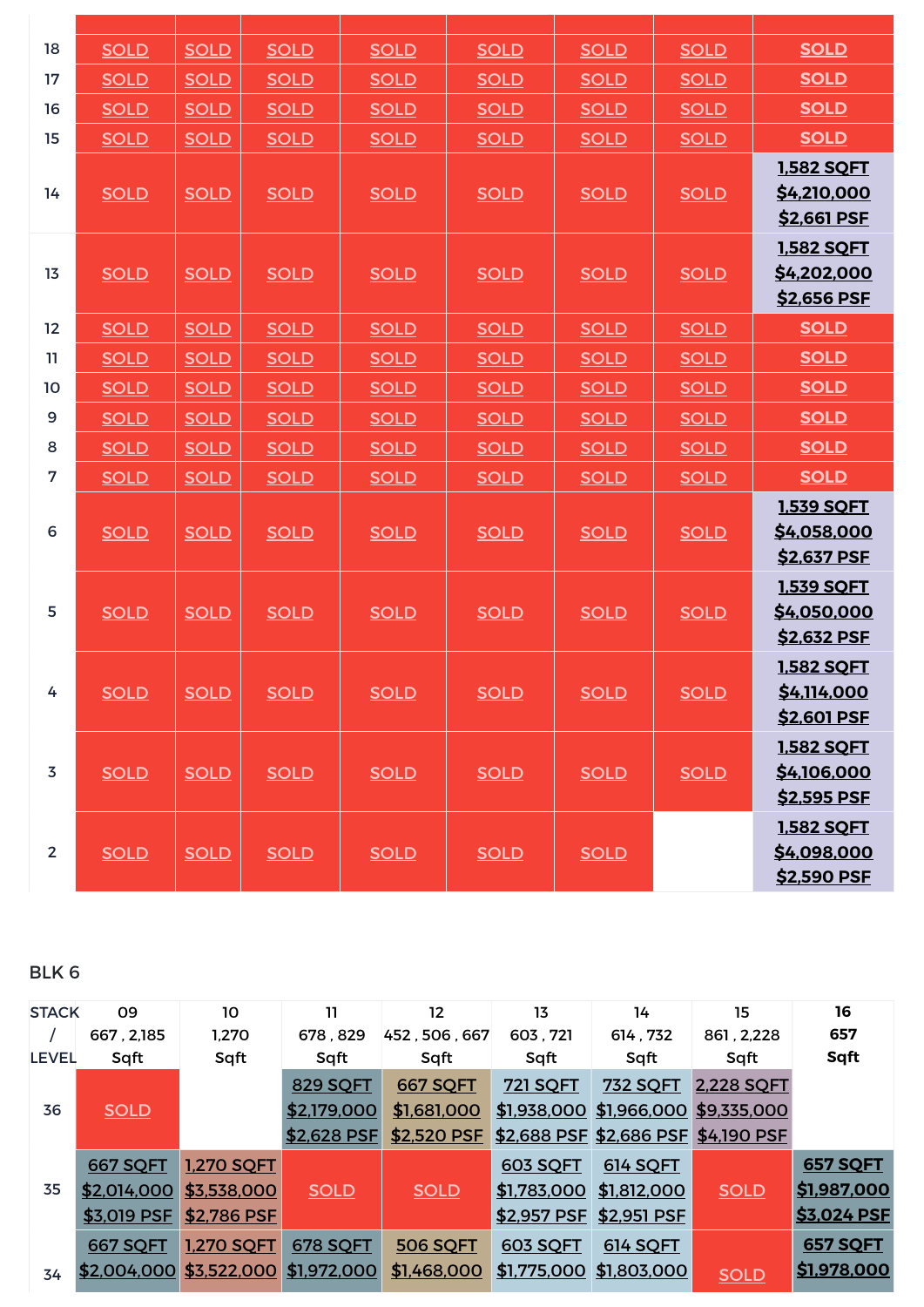| | | | | | | | | |
|---|---|---|---|---|---|---|---|---|
| 18 | SOLD | SOLD | SOLD | SOLD | SOLD | SOLD | SOLD | SOLD |
| 17 | SOLD | SOLD | SOLD | SOLD | SOLD | SOLD | SOLD | SOLD |
| 16 | SOLD | SOLD | SOLD | SOLD | SOLD | SOLD | SOLD | SOLD |
| 15 | SOLD | SOLD | SOLD | SOLD | SOLD | SOLD | SOLD | SOLD |
| 14 | SOLD | SOLD | SOLD | SOLD | SOLD | SOLD | SOLD | 1,582 SQFT $4,210,000 $2,661 PSF |
| 13 | SOLD | SOLD | SOLD | SOLD | SOLD | SOLD | SOLD | 1,582 SQFT $4,202,000 $2,656 PSF |
| 12 | SOLD | SOLD | SOLD | SOLD | SOLD | SOLD | SOLD | SOLD |
| 11 | SOLD | SOLD | SOLD | SOLD | SOLD | SOLD | SOLD | SOLD |
| 10 | SOLD | SOLD | SOLD | SOLD | SOLD | SOLD | SOLD | SOLD |
| 9 | SOLD | SOLD | SOLD | SOLD | SOLD | SOLD | SOLD | SOLD |
| 8 | SOLD | SOLD | SOLD | SOLD | SOLD | SOLD | SOLD | SOLD |
| 7 | SOLD | SOLD | SOLD | SOLD | SOLD | SOLD | SOLD | SOLD |
| 6 | SOLD | SOLD | SOLD | SOLD | SOLD | SOLD | SOLD | 1,539 SQFT $4,058,000 $2,637 PSF |
| 5 | SOLD | SOLD | SOLD | SOLD | SOLD | SOLD | SOLD | 1,539 SQFT $4,050,000 $2,632 PSF |
| 4 | SOLD | SOLD | SOLD | SOLD | SOLD | SOLD | SOLD | 1,582 SQFT $4,114,000 $2,601 PSF |
| 3 | SOLD | SOLD | SOLD | SOLD | SOLD | SOLD | SOLD | 1,582 SQFT $4,106,000 $2,595 PSF |
| 2 | SOLD | SOLD | SOLD | SOLD | SOLD | SOLD | | 1,582 SQFT $4,098,000 $2,590 PSF |

BLK 6

| STACK / LEVEL | 09 667 , 2,185 Sqft | 10 1,270 Sqft | 11 678 , 829 Sqft | 12 452 , 506 , 667 Sqft | 13 603 , 721 Sqft | 14 614 , 732 Sqft | 15 861 , 2,228 Sqft | 16 657 Sqft |
|---|---|---|---|---|---|---|---|---|
| 36 | SOLD | | 829 SQFT $2,179,000 $2,628 PSF | 667 SQFT $1,681,000 $2,520 PSF | 721 SQFT $1,938,000 $2,688 PSF | 732 SQFT $1,966,000 $2,686 PSF | 2,228 SQFT $9,335,000 $4,190 PSF | |
| 35 | 667 SQFT $2,014,000 $3,019 PSF | 1,270 SQFT $3,538,000 $2,786 PSF | SOLD | SOLD | 603 SQFT $1,783,000 $2,957 PSF | 614 SQFT $1,812,000 $2,951 PSF | SOLD | 657 SQFT $1,987,000 $3,024 PSF |
| 34 | 667 SQFT $2,004,000 | 1,270 SQFT $3,522,000 | 678 SQFT $1,972,000 | 506 SQFT $1,468,000 | 603 SQFT $1,775,000 | 614 SQFT $1,803,000 | SOLD | 657 SQFT $1,978,000 |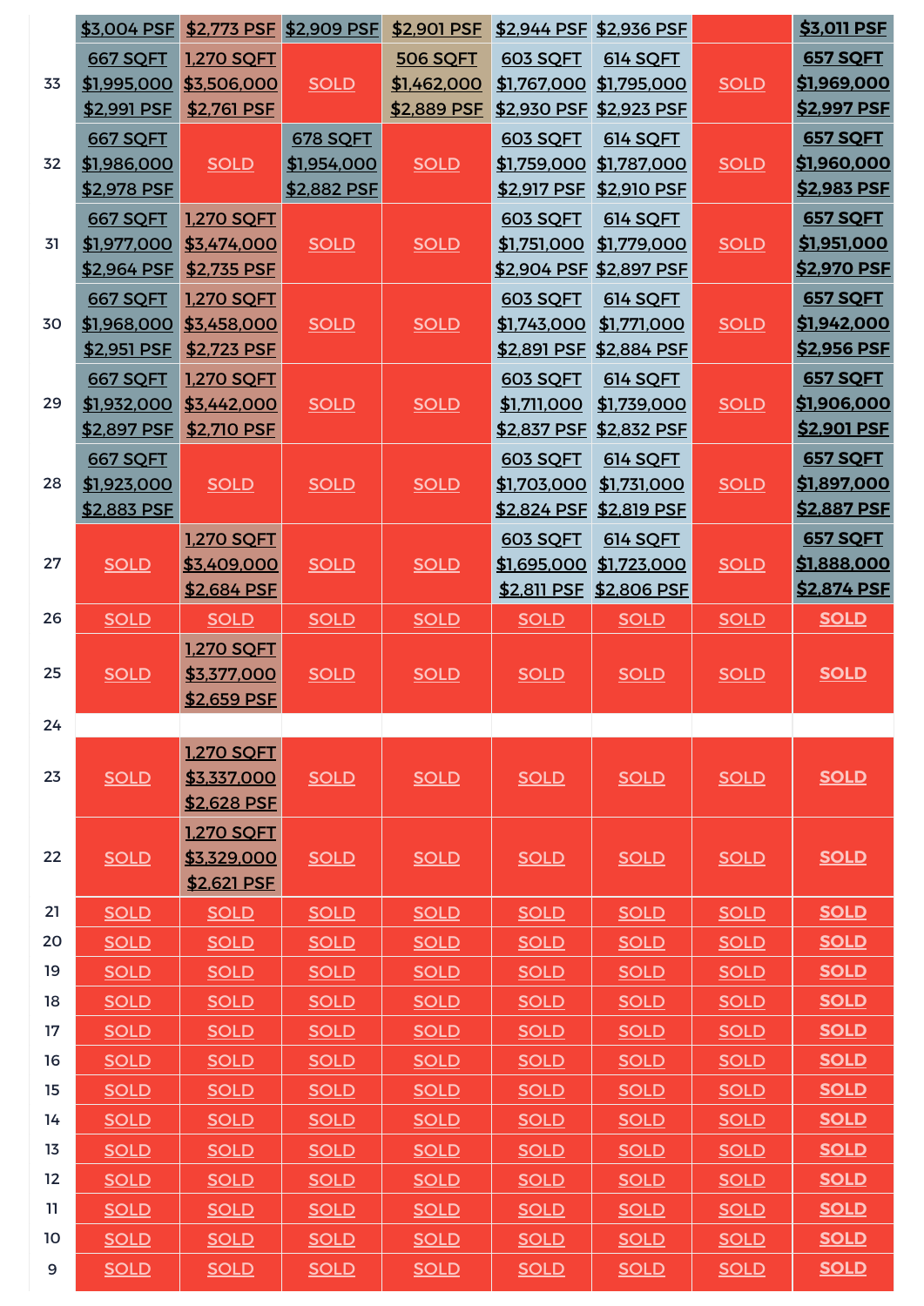| | | | | | | | | |
|---|---|---|---|---|---|---|---|---|
| | $3,004 PSF | $2,773 PSF | $2,909 PSF | $2,901 PSF | $2,944 PSF | $2,936 PSF | | $3,011 PSF |
| 33 | 667 SQFT $1,995,000 $2,991 PSF | 1,270 SQFT $3,506,000 $2,761 PSF | SOLD | 506 SQFT $1,462,000 $2,889 PSF | 603 SQFT $1,767,000 $2,930 PSF | 614 SQFT $1,795,000 $2,923 PSF | SOLD | 657 SQFT $1,969,000 $2,997 PSF |
| 32 | 667 SQFT $1,986,000 $2,978 PSF | SOLD | 678 SQFT $1,954,000 $2,882 PSF | SOLD | 603 SQFT $1,759,000 $2,917 PSF | 614 SQFT $1,787,000 $2,910 PSF | SOLD | 657 SQFT $1,960,000 $2,983 PSF |
| 31 | 667 SQFT $1,977,000 $2,964 PSF | 1,270 SQFT $3,474,000 $2,735 PSF | SOLD | SOLD | 603 SQFT $1,751,000 $2,904 PSF | 614 SQFT $1,779,000 $2,897 PSF | SOLD | 657 SQFT $1,951,000 $2,970 PSF |
| 30 | 667 SQFT $1,968,000 $2,951 PSF | 1,270 SQFT $3,458,000 $2,723 PSF | SOLD | SOLD | 603 SQFT $1,743,000 $2,891 PSF | 614 SQFT $1,771,000 $2,884 PSF | SOLD | 657 SQFT $1,942,000 $2,956 PSF |
| 29 | 667 SQFT $1,932,000 $2,897 PSF | 1,270 SQFT $3,442,000 $2,710 PSF | SOLD | SOLD | 603 SQFT $1,711,000 $2,837 PSF | 614 SQFT $1,739,000 $2,832 PSF | SOLD | 657 SQFT $1,906,000 $2,901 PSF |
| 28 | 667 SQFT $1,923,000 $2,883 PSF | SOLD | SOLD | SOLD | 603 SQFT $1,703,000 $2,824 PSF | 614 SQFT $1,731,000 $2,819 PSF | SOLD | 657 SQFT $1,897,000 $2,887 PSF |
| 27 | SOLD | 1,270 SQFT $3,409,000 $2,684 PSF | SOLD | SOLD | 603 SQFT $1,695,000 $2,811 PSF | 614 SQFT $1,723,000 $2,806 PSF | SOLD | 657 SQFT $1,888,000 $2,874 PSF |
| 26 | SOLD | SOLD | SOLD | SOLD | SOLD | SOLD | SOLD | SOLD |
| 25 | SOLD | 1,270 SQFT $3,377,000 $2,659 PSF | SOLD | SOLD | SOLD | SOLD | SOLD | SOLD |
| 24 | | | | | | | | |
| 23 | SOLD | 1,270 SQFT $3,337,000 $2,628 PSF | SOLD | SOLD | SOLD | SOLD | SOLD | SOLD |
| 22 | SOLD | 1,270 SQFT $3,329,000 $2,621 PSF | SOLD | SOLD | SOLD | SOLD | SOLD | SOLD |
| 21 | SOLD | SOLD | SOLD | SOLD | SOLD | SOLD | SOLD | SOLD |
| 20 | SOLD | SOLD | SOLD | SOLD | SOLD | SOLD | SOLD | SOLD |
| 19 | SOLD | SOLD | SOLD | SOLD | SOLD | SOLD | SOLD | SOLD |
| 18 | SOLD | SOLD | SOLD | SOLD | SOLD | SOLD | SOLD | SOLD |
| 17 | SOLD | SOLD | SOLD | SOLD | SOLD | SOLD | SOLD | SOLD |
| 16 | SOLD | SOLD | SOLD | SOLD | SOLD | SOLD | SOLD | SOLD |
| 15 | SOLD | SOLD | SOLD | SOLD | SOLD | SOLD | SOLD | SOLD |
| 14 | SOLD | SOLD | SOLD | SOLD | SOLD | SOLD | SOLD | SOLD |
| 13 | SOLD | SOLD | SOLD | SOLD | SOLD | SOLD | SOLD | SOLD |
| 12 | SOLD | SOLD | SOLD | SOLD | SOLD | SOLD | SOLD | SOLD |
| 11 | SOLD | SOLD | SOLD | SOLD | SOLD | SOLD | SOLD | SOLD |
| 10 | SOLD | SOLD | SOLD | SOLD | SOLD | SOLD | SOLD | SOLD |
| 9 | SOLD | SOLD | SOLD | SOLD | SOLD | SOLD | SOLD | SOLD |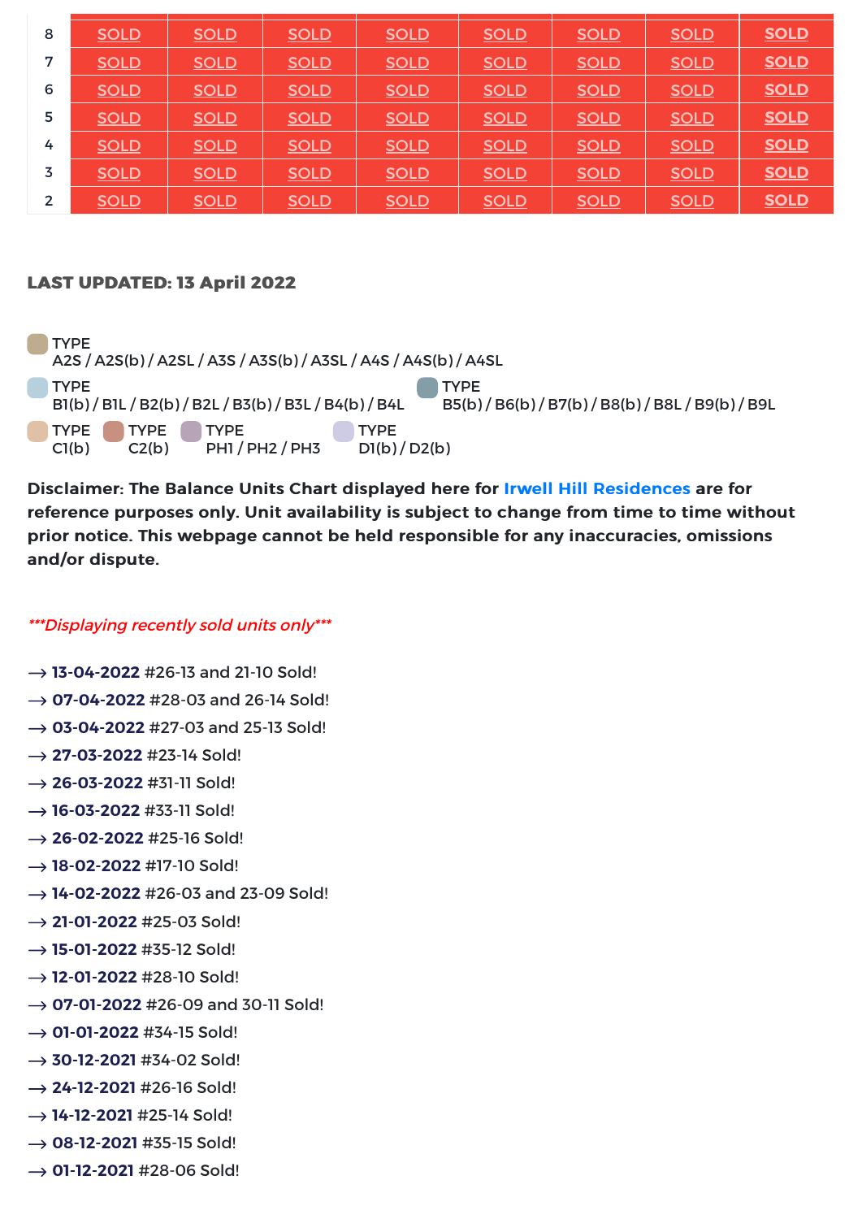| | | | | | | | | |
|---|---|---|---|---|---|---|---|---|
| 8 | SOLD | SOLD | SOLD | SOLD | SOLD | SOLD | SOLD | SOLD |
| 7 | SOLD | SOLD | SOLD | SOLD | SOLD | SOLD | SOLD | SOLD |
| 6 | SOLD | SOLD | SOLD | SOLD | SOLD | SOLD | SOLD | SOLD |
| 5 | SOLD | SOLD | SOLD | SOLD | SOLD | SOLD | SOLD | SOLD |
| 4 | SOLD | SOLD | SOLD | SOLD | SOLD | SOLD | SOLD | SOLD |
| 3 | SOLD | SOLD | SOLD | SOLD | SOLD | SOLD | SOLD | SOLD |
| 2 | SOLD | SOLD | SOLD | SOLD | SOLD | SOLD | SOLD | SOLD |

**LAST UPDATED: 13 April 2022**

- TYPE A2S / A2S(b) / A2SL / A3S / A3S(b) / A3SL / A4S / A4S(b) / A4SL
- TYPE B1(b) / B1L / B2(b) / B2L / B3(b) / B3L / B4(b) / B4L
- TYPE B5(b) / B6(b) / B7(b) / B8(b) / B8L / B9(b) / B9L
- TYPE C1(b)
- TYPE C2(b)
- TYPE PH1 / PH2 / PH3
- TYPE D1(b) / D2(b)

**Disclaimer: The Balance Units Chart displayed here for Irwell Hill Residences are for reference purposes only. Unit availability is subject to change from time to time without prior notice. This webpage cannot be held responsible for any inaccuracies, omissions and/or dispute.**

****Displaying recently sold units only****

→ **13-04-2022** #26-13 and 21-10 Sold!
→ **07-04-2022** #28-03 and 26-14 Sold!
→ **03-04-2022** #27-03 and 25-13 Sold!
→ **27-03-2022** #23-14 Sold!
→ **26-03-2022** #31-11 Sold!
→ **16-03-2022** #33-11 Sold!
→ **26-02-2022** #25-16 Sold!
→ **18-02-2022** #17-10 Sold!
→ **14-02-2022** #26-03 and 23-09 Sold!
→ **21-01-2022** #25-03 Sold!
→ **15-01-2022** #35-12 Sold!
→ **12-01-2022** #28-10 Sold!
→ **07-01-2022** #26-09 and 30-11 Sold!
→ **01-01-2022** #34-15 Sold!
→ **30-12-2021** #34-02 Sold!
→ **24-12-2021** #26-16 Sold!
→ **14-12-2021** #25-14 Sold!
→ **08-12-2021** #35-15 Sold!
→ **01-12-2021** #28-06 Sold!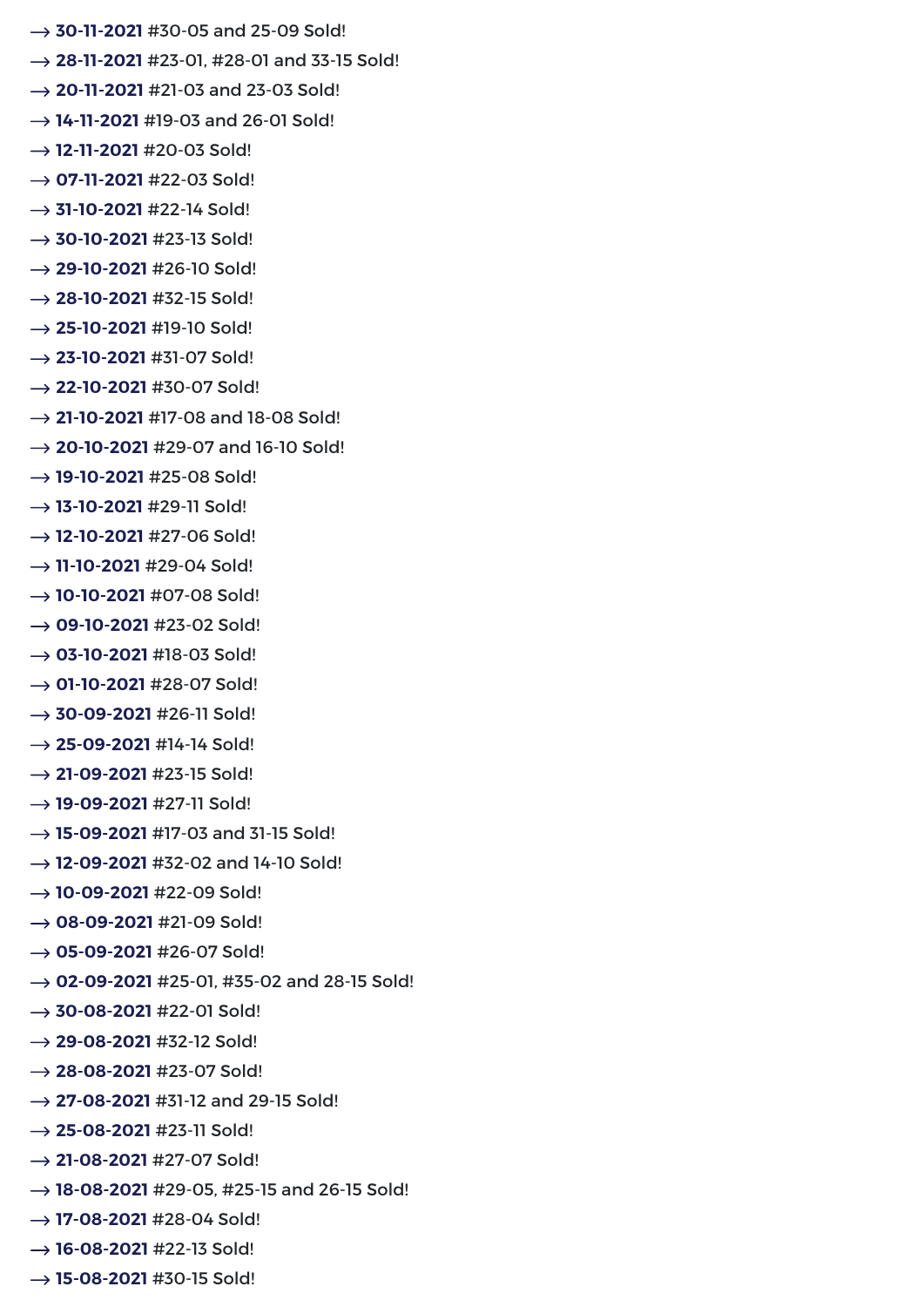→ **30-11-2021** #30-05 and 25-09 Sold!
→ **28-11-2021** #23-01, #28-01 and 33-15 Sold!
→ **20-11-2021** #21-03 and 23-03 Sold!
→ **14-11-2021** #19-03 and 26-01 Sold!
→ **12-11-2021** #20-03 Sold!
→ **07-11-2021** #22-03 Sold!
→ **31-10-2021** #22-14 Sold!
→ **30-10-2021** #23-13 Sold!
→ **29-10-2021** #26-10 Sold!
→ **28-10-2021** #32-15 Sold!
→ **25-10-2021** #19-10 Sold!
→ **23-10-2021** #31-07 Sold!
→ **22-10-2021** #30-07 Sold!
→ **21-10-2021** #17-08 and 18-08 Sold!
→ **20-10-2021** #29-07 and 16-10 Sold!
→ **19-10-2021** #25-08 Sold!
→ **13-10-2021** #29-11 Sold!
→ **12-10-2021** #27-06 Sold!
→ **11-10-2021** #29-04 Sold!
→ **10-10-2021** #07-08 Sold!
→ **09-10-2021** #23-02 Sold!
→ **03-10-2021** #18-03 Sold!
→ **01-10-2021** #28-07 Sold!
→ **30-09-2021** #26-11 Sold!
→ **25-09-2021** #14-14 Sold!
→ **21-09-2021** #23-15 Sold!
→ **19-09-2021** #27-11 Sold!
→ **15-09-2021** #17-03 and 31-15 Sold!
→ **12-09-2021** #32-02 and 14-10 Sold!
→ **10-09-2021** #22-09 Sold!
→ **08-09-2021** #21-09 Sold!
→ **05-09-2021** #26-07 Sold!
→ **02-09-2021** #25-01, #35-02 and 28-15 Sold!
→ **30-08-2021** #22-01 Sold!
→ **29-08-2021** #32-12 Sold!
→ **28-08-2021** #23-07 Sold!
→ **27-08-2021** #31-12 and 29-15 Sold!
→ **25-08-2021** #23-11 Sold!
→ **21-08-2021** #27-07 Sold!
→ **18-08-2021** #29-05, #25-15 and 26-15 Sold!
→ **17-08-2021** #28-04 Sold!
→ **16-08-2021** #22-13 Sold!
→ **15-08-2021** #30-15 Sold!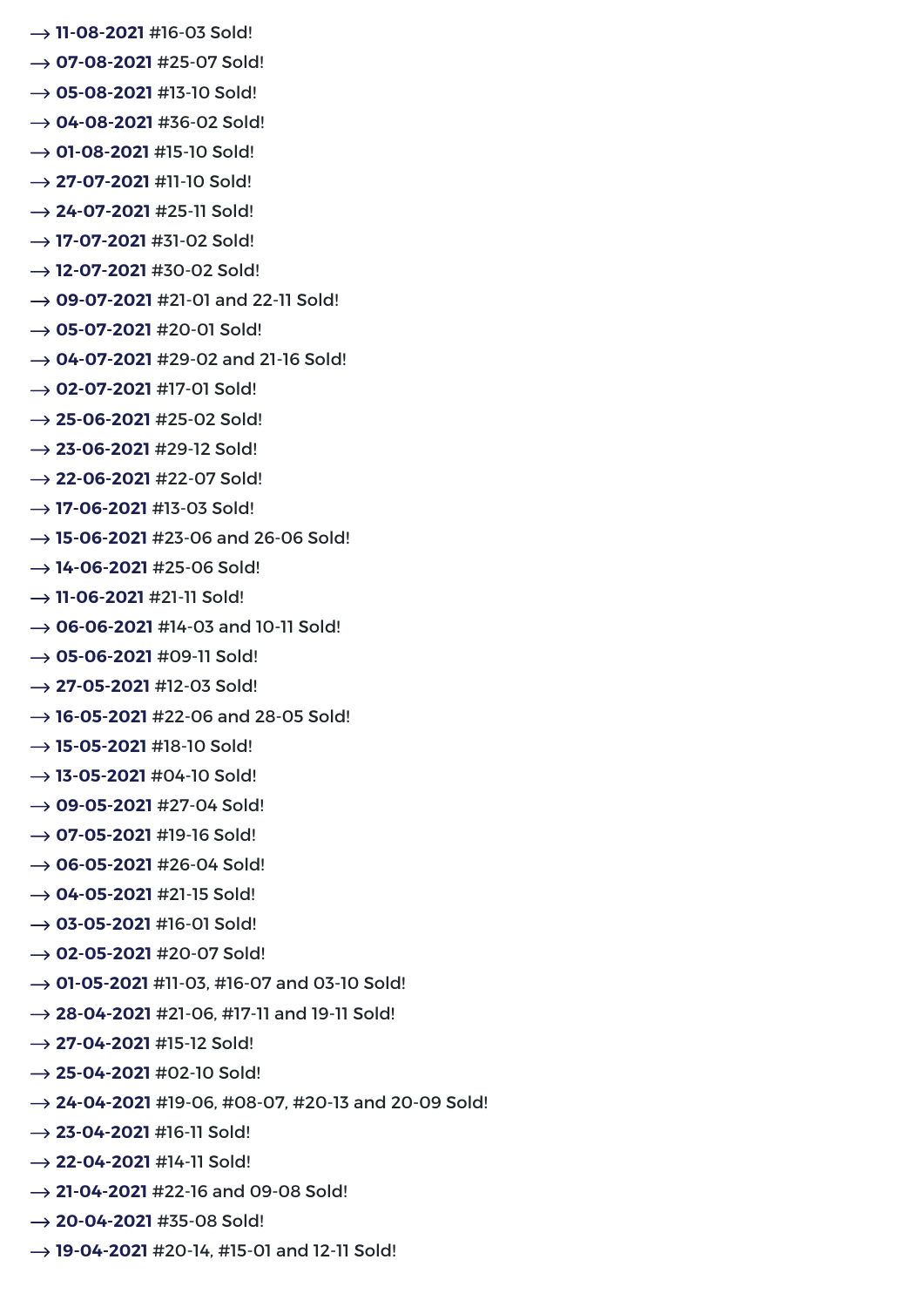→ **11-08-2021** #16-03 Sold!

→ **07-08-2021** #25-07 Sold!

→ **05-08-2021** #13-10 Sold!

→ **04-08-2021** #36-02 Sold!

→ **01-08-2021** #15-10 Sold!

→ **27-07-2021** #11-10 Sold!

→ **24-07-2021** #25-11 Sold!

→ **17-07-2021** #31-02 Sold!

→ **12-07-2021** #30-02 Sold!

→ **09-07-2021** #21-01 and 22-11 Sold!

→ **05-07-2021** #20-01 Sold!

→ **04-07-2021** #29-02 and 21-16 Sold!

→ **02-07-2021** #17-01 Sold!

→ **25-06-2021** #25-02 Sold!

→ **23-06-2021** #29-12 Sold!

→ **22-06-2021** #22-07 Sold!

→ **17-06-2021** #13-03 Sold!

→ **15-06-2021** #23-06 and 26-06 Sold!

→ **14-06-2021** #25-06 Sold!

→ **11-06-2021** #21-11 Sold!

→ **06-06-2021** #14-03 and 10-11 Sold!

→ **05-06-2021** #09-11 Sold!

→ **27-05-2021** #12-03 Sold!

→ **16-05-2021** #22-06 and 28-05 Sold!

→ **15-05-2021** #18-10 Sold!

→ **13-05-2021** #04-10 Sold!

→ **09-05-2021** #27-04 Sold!

→ **07-05-2021** #19-16 Sold!

→ **06-05-2021** #26-04 Sold!

→ **04-05-2021** #21-15 Sold!

→ **03-05-2021** #16-01 Sold!

→ **02-05-2021** #20-07 Sold!

→ **01-05-2021** #11-03, #16-07 and 03-10 Sold!

→ **28-04-2021** #21-06, #17-11 and 19-11 Sold!

→ **27-04-2021** #15-12 Sold!

→ **25-04-2021** #02-10 Sold!

→ **24-04-2021** #19-06, #08-07, #20-13 and 20-09 Sold!

→ **23-04-2021** #16-11 Sold!

→ **22-04-2021** #14-11 Sold!

→ **21-04-2021** #22-16 and 09-08 Sold!

→ **20-04-2021** #35-08 Sold!

→ **19-04-2021** #20-14, #15-01 and 12-11 Sold!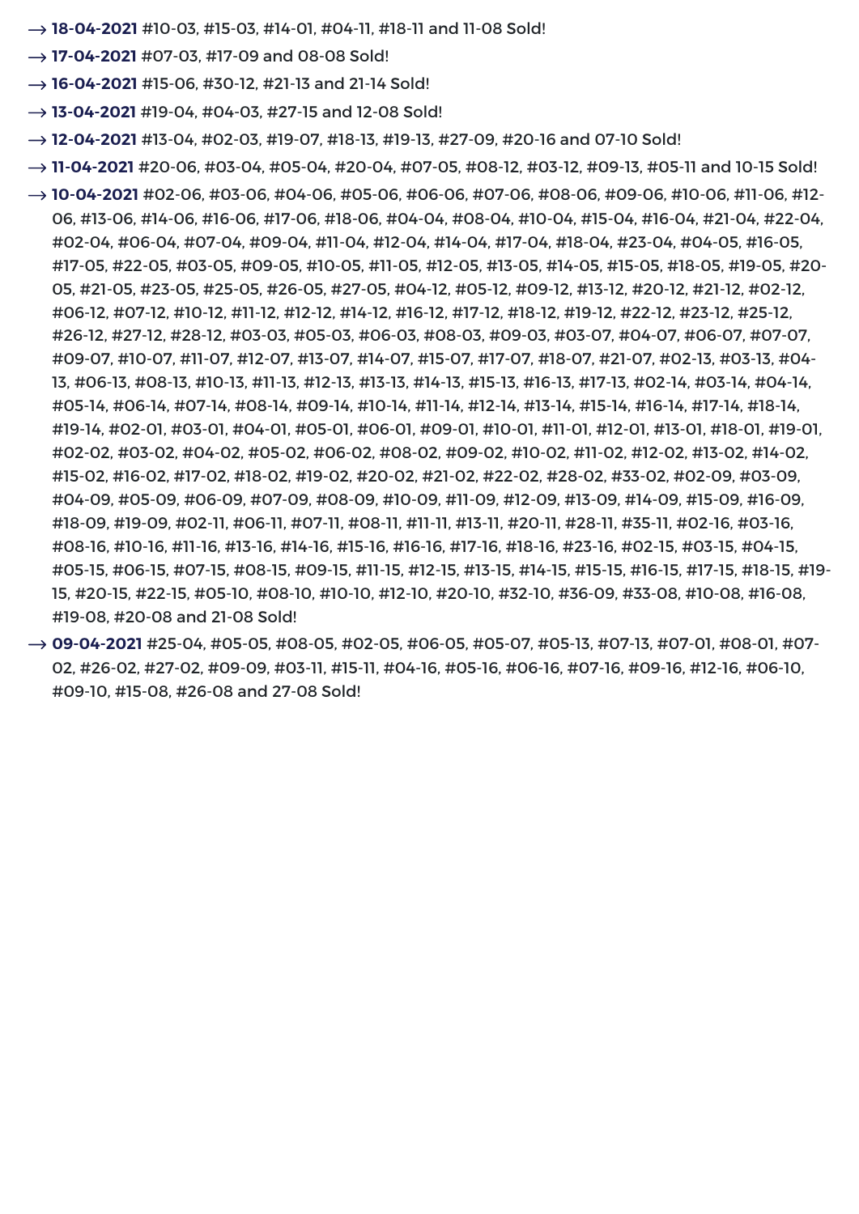- → **18-04-2021** #10-03, #15-03, #14-01, #04-11, #18-11 and 11-08 Sold!
- → **17-04-2021** #07-03, #17-09 and 08-08 Sold!
- → **16-04-2021** #15-06, #30-12, #21-13 and 21-14 Sold!
- → **13-04-2021** #19-04, #04-03, #27-15 and 12-08 Sold!
- → **12-04-2021** #13-04, #02-03, #19-07, #18-13, #19-13, #27-09, #20-16 and 07-10 Sold!
- → **11-04-2021** #20-06, #03-04, #05-04, #20-04, #07-05, #08-12, #03-12, #09-13, #05-11 and 10-15 Sold!
- → **10-04-2021** #02-06, #03-06, #04-06, #05-06, #06-06, #07-06, #08-06, #09-06, #10-06, #11-06, #12-06, #13-06, #14-06, #16-06, #17-06, #18-06, #04-04, #08-04, #10-04, #15-04, #16-04, #21-04, #22-04, #02-04, #06-04, #07-04, #09-04, #11-04, #12-04, #14-04, #17-04, #18-04, #23-04, #04-05, #16-05, #17-05, #22-05, #03-05, #09-05, #10-05, #11-05, #12-05, #13-05, #14-05, #15-05, #18-05, #19-05, #20-05, #21-05, #23-05, #25-05, #26-05, #27-05, #04-12, #05-12, #09-12, #13-12, #20-12, #21-12, #02-12, #06-12, #07-12, #10-12, #11-12, #12-12, #14-12, #16-12, #17-12, #18-12, #19-12, #22-12, #23-12, #25-12, #26-12, #27-12, #28-12, #03-03, #05-03, #06-03, #08-03, #09-03, #03-07, #04-07, #06-07, #07-07, #09-07, #10-07, #11-07, #12-07, #13-07, #14-07, #15-07, #17-07, #18-07, #21-07, #02-13, #03-13, #04-13, #06-13, #08-13, #10-13, #11-13, #12-13, #13-13, #14-13, #15-13, #16-13, #17-13, #02-14, #03-14, #04-14, #05-14, #06-14, #07-14, #08-14, #09-14, #10-14, #11-14, #12-14, #13-14, #15-14, #16-14, #17-14, #18-14, #19-14, #02-01, #03-01, #04-01, #05-01, #06-01, #09-01, #10-01, #11-01, #12-01, #13-01, #18-01, #19-01, #02-02, #03-02, #04-02, #05-02, #06-02, #08-02, #09-02, #10-02, #11-02, #12-02, #13-02, #14-02, #15-02, #16-02, #17-02, #18-02, #19-02, #20-02, #21-02, #22-02, #28-02, #33-02, #02-09, #03-09, #04-09, #05-09, #06-09, #07-09, #08-09, #10-09, #11-09, #12-09, #13-09, #14-09, #15-09, #16-09, #18-09, #19-09, #02-11, #06-11, #07-11, #08-11, #11-11, #13-11, #20-11, #28-11, #35-11, #02-16, #03-16, #08-16, #10-16, #11-16, #13-16, #14-16, #15-16, #16-16, #17-16, #18-16, #23-16, #02-15, #03-15, #04-15, #05-15, #06-15, #07-15, #08-15, #09-15, #11-15, #12-15, #13-15, #14-15, #15-15, #16-15, #17-15, #18-15, #19-15, #20-15, #22-15, #05-10, #08-10, #10-10, #12-10, #20-10, #32-10, #36-09, #33-08, #10-08, #16-08, #19-08, #20-08 and 21-08 Sold!
- → **09-04-2021** #25-04, #05-05, #08-05, #02-05, #06-05, #05-07, #05-13, #07-13, #07-01, #08-01, #07-02, #26-02, #27-02, #09-09, #03-11, #15-11, #04-16, #05-16, #06-16, #07-16, #09-16, #12-16, #06-10, #09-10, #15-08, #26-08 and 27-08 Sold!